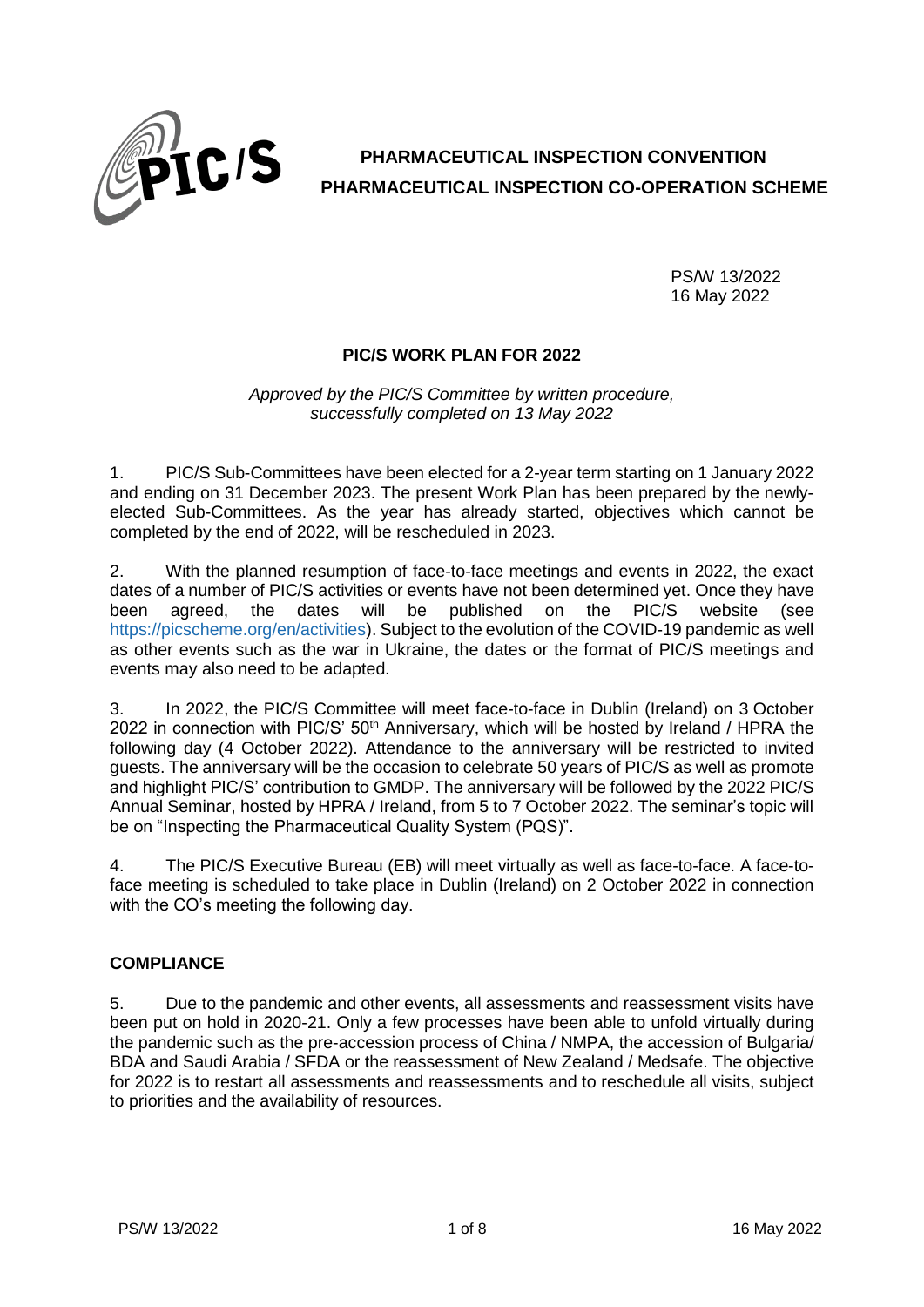# PHARMACEUTICAL INSPECTION CONVENTION
# PHARMACEUTICAL INSPECTION CO-OPERATION SCHEME

PS/W 13/2022
16 May 2022

## PIC/S WORK PLAN FOR 2022

*Approved by the PIC/S Committee by written procedure, successfully completed on 13 May 2022*

1. PIC/S Sub-Committees have been elected for a 2-year term starting on 1 January 2022 and ending on 31 December 2023. The present Work Plan has been prepared by the newly-elected Sub-Committees. As the year has already started, objectives which cannot be completed by the end of 2022, will be rescheduled in 2023.

2. With the planned resumption of face-to-face meetings and events in 2022, the exact dates of a number of PIC/S activities or events have not been determined yet. Once they have been agreed, the dates will be published on the PIC/S website (see https://picscheme.org/en/activities). Subject to the evolution of the COVID-19 pandemic as well as other events such as the war in Ukraine, the dates or the format of PIC/S meetings and events may also need to be adapted.

3. In 2022, the PIC/S Committee will meet face-to-face in Dublin (Ireland) on 3 October 2022 in connection with PIC/S' 50th Anniversary, which will be hosted by Ireland / HPRA the following day (4 October 2022). Attendance to the anniversary will be restricted to invited guests. The anniversary will be the occasion to celebrate 50 years of PIC/S as well as promote and highlight PIC/S' contribution to GMDP. The anniversary will be followed by the 2022 PIC/S Annual Seminar, hosted by HPRA / Ireland, from 5 to 7 October 2022. The seminar's topic will be on "Inspecting the Pharmaceutical Quality System (PQS)".

4. The PIC/S Executive Bureau (EB) will meet virtually as well as face-to-face. A face-to-face meeting is scheduled to take place in Dublin (Ireland) on 2 October 2022 in connection with the CO's meeting the following day.

### COMPLIANCE

5. Due to the pandemic and other events, all assessments and reassessment visits have been put on hold in 2020-21. Only a few processes have been able to unfold virtually during the pandemic such as the pre-accession process of China / NMPA, the accession of Bulgaria/ BDA and Saudi Arabia / SFDA or the reassessment of New Zealand / Medsafe. The objective for 2022 is to restart all assessments and reassessments and to reschedule all visits, subject to priorities and the availability of resources.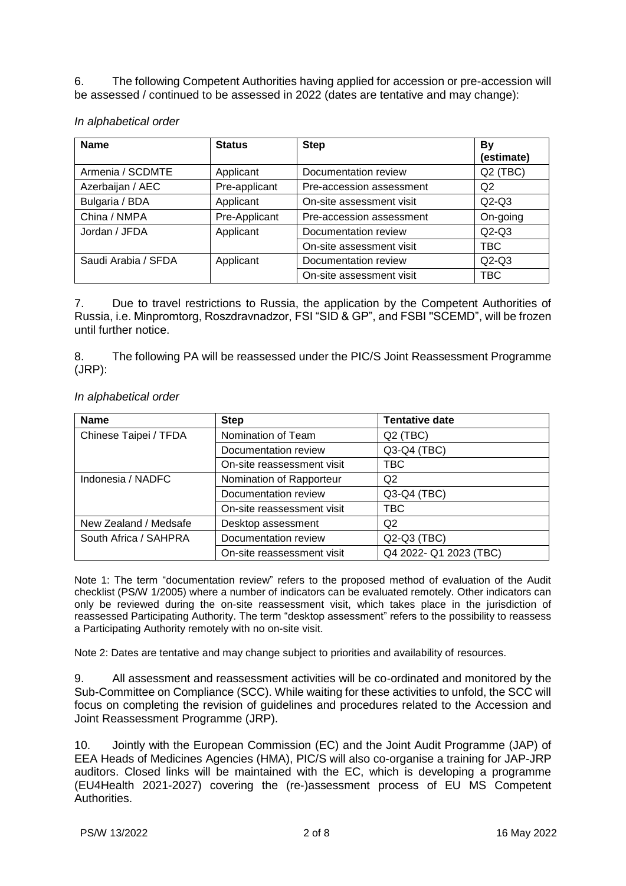6. The following Competent Authorities having applied for accession or pre-accession will be assessed / continued to be assessed in 2022 (dates are tentative and may change):

*In alphabetical order*

| Name | Status | Step | By (estimate) |
|---|---|---|---|
| Armenia / SCDMTE | Applicant | Documentation review | Q2 (TBC) |
| Azerbaijan / AEC | Pre-applicant | Pre-accession assessment | Q2 |
| Bulgaria / BDA | Applicant | On-site assessment visit | Q2-Q3 |
| China / NMPA | Pre-Applicant | Pre-accession assessment | On-going |
| Jordan / JFDA | Applicant | Documentation review | Q2-Q3 |
| | | On-site assessment visit | TBC |
| Saudi Arabia / SFDA | Applicant | Documentation review | Q2-Q3 |
| | | On-site assessment visit | TBC |

7. Due to travel restrictions to Russia, the application by the Competent Authorities of Russia, i.e. Minpromtorg, Roszdravnadzor, FSI "SID & GP", and FSBI "SCEMD", will be frozen until further notice.

8. The following PA will be reassessed under the PIC/S Joint Reassessment Programme (JRP):

*In alphabetical order*

| Name | Step | Tentative date |
|---|---|---|
| Chinese Taipei / TFDA | Nomination of Team | Q2 (TBC) |
| | Documentation review | Q3-Q4 (TBC) |
| | On-site reassessment visit | TBC |
| Indonesia / NADFC | Nomination of Rapporteur | Q2 |
| | Documentation review | Q3-Q4 (TBC) |
| | On-site reassessment visit | TBC |
| New Zealand / Medsafe | Desktop assessment | Q2 |
| South Africa / SAHPRA | Documentation review | Q2-Q3 (TBC) |
| | On-site reassessment visit | Q4 2022- Q1 2023 (TBC) |

Note 1: The term "documentation review" refers to the proposed method of evaluation of the Audit checklist (PS/W 1/2005) where a number of indicators can be evaluated remotely. Other indicators can only be reviewed during the on-site reassessment visit, which takes place in the jurisdiction of reassessed Participating Authority. The term "desktop assessment" refers to the possibility to reassess a Participating Authority remotely with no on-site visit.

Note 2: Dates are tentative and may change subject to priorities and availability of resources.

9. All assessment and reassessment activities will be co-ordinated and monitored by the Sub-Committee on Compliance (SCC). While waiting for these activities to unfold, the SCC will focus on completing the revision of guidelines and procedures related to the Accession and Joint Reassessment Programme (JRP).

10. Jointly with the European Commission (EC) and the Joint Audit Programme (JAP) of EEA Heads of Medicines Agencies (HMA), PIC/S will also co-organise a training for JAP-JRP auditors. Closed links will be maintained with the EC, which is developing a programme (EU4Health 2021-2027) covering the (re-)assessment process of EU MS Competent Authorities.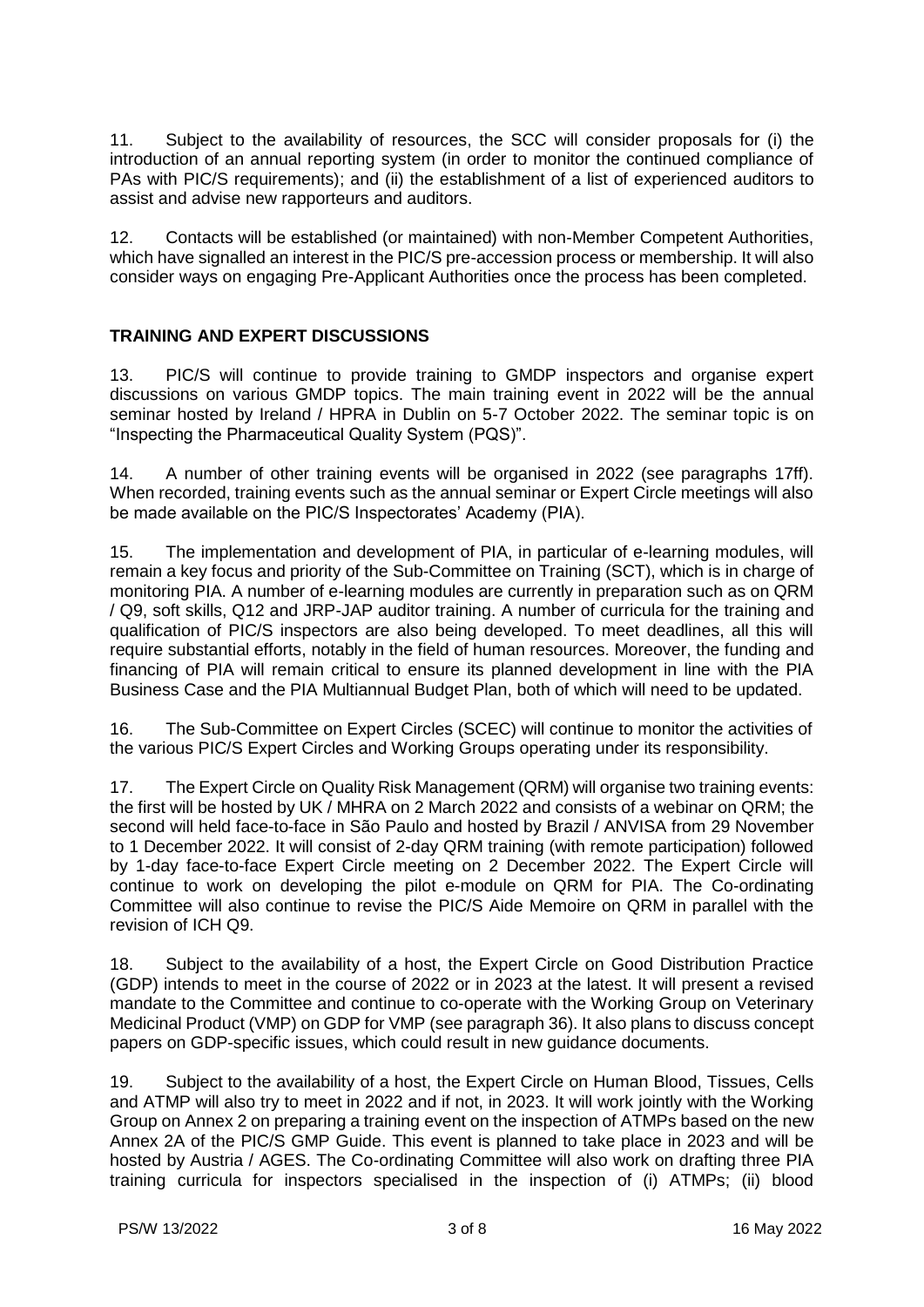11. Subject to the availability of resources, the SCC will consider proposals for (i) the introduction of an annual reporting system (in order to monitor the continued compliance of PAs with PIC/S requirements); and (ii) the establishment of a list of experienced auditors to assist and advise new rapporteurs and auditors.

12. Contacts will be established (or maintained) with non-Member Competent Authorities, which have signalled an interest in the PIC/S pre-accession process or membership. It will also consider ways on engaging Pre-Applicant Authorities once the process has been completed.

## TRAINING AND EXPERT DISCUSSIONS

13. PIC/S will continue to provide training to GMDP inspectors and organise expert discussions on various GMDP topics. The main training event in 2022 will be the annual seminar hosted by Ireland / HPRA in Dublin on 5-7 October 2022. The seminar topic is on "Inspecting the Pharmaceutical Quality System (PQS)".

14. A number of other training events will be organised in 2022 (see paragraphs 17ff). When recorded, training events such as the annual seminar or Expert Circle meetings will also be made available on the PIC/S Inspectorates' Academy (PIA).

15. The implementation and development of PIA, in particular of e-learning modules, will remain a key focus and priority of the Sub-Committee on Training (SCT), which is in charge of monitoring PIA. A number of e-learning modules are currently in preparation such as on QRM / Q9, soft skills, Q12 and JRP-JAP auditor training. A number of curricula for the training and qualification of PIC/S inspectors are also being developed. To meet deadlines, all this will require substantial efforts, notably in the field of human resources. Moreover, the funding and financing of PIA will remain critical to ensure its planned development in line with the PIA Business Case and the PIA Multiannual Budget Plan, both of which will need to be updated.

16. The Sub-Committee on Expert Circles (SCEC) will continue to monitor the activities of the various PIC/S Expert Circles and Working Groups operating under its responsibility.

17. The Expert Circle on Quality Risk Management (QRM) will organise two training events: the first will be hosted by UK / MHRA on 2 March 2022 and consists of a webinar on QRM; the second will held face-to-face in São Paulo and hosted by Brazil / ANVISA from 29 November to 1 December 2022. It will consist of 2-day QRM training (with remote participation) followed by 1-day face-to-face Expert Circle meeting on 2 December 2022. The Expert Circle will continue to work on developing the pilot e-module on QRM for PIA. The Co-ordinating Committee will also continue to revise the PIC/S Aide Memoire on QRM in parallel with the revision of ICH Q9.

18. Subject to the availability of a host, the Expert Circle on Good Distribution Practice (GDP) intends to meet in the course of 2022 or in 2023 at the latest. It will present a revised mandate to the Committee and continue to co-operate with the Working Group on Veterinary Medicinal Product (VMP) on GDP for VMP (see paragraph 36). It also plans to discuss concept papers on GDP-specific issues, which could result in new guidance documents.

19. Subject to the availability of a host, the Expert Circle on Human Blood, Tissues, Cells and ATMP will also try to meet in 2022 and if not, in 2023. It will work jointly with the Working Group on Annex 2 on preparing a training event on the inspection of ATMPs based on the new Annex 2A of the PIC/S GMP Guide. This event is planned to take place in 2023 and will be hosted by Austria / AGES. The Co-ordinating Committee will also work on drafting three PIA training curricula for inspectors specialised in the inspection of (i) ATMPs; (ii) blood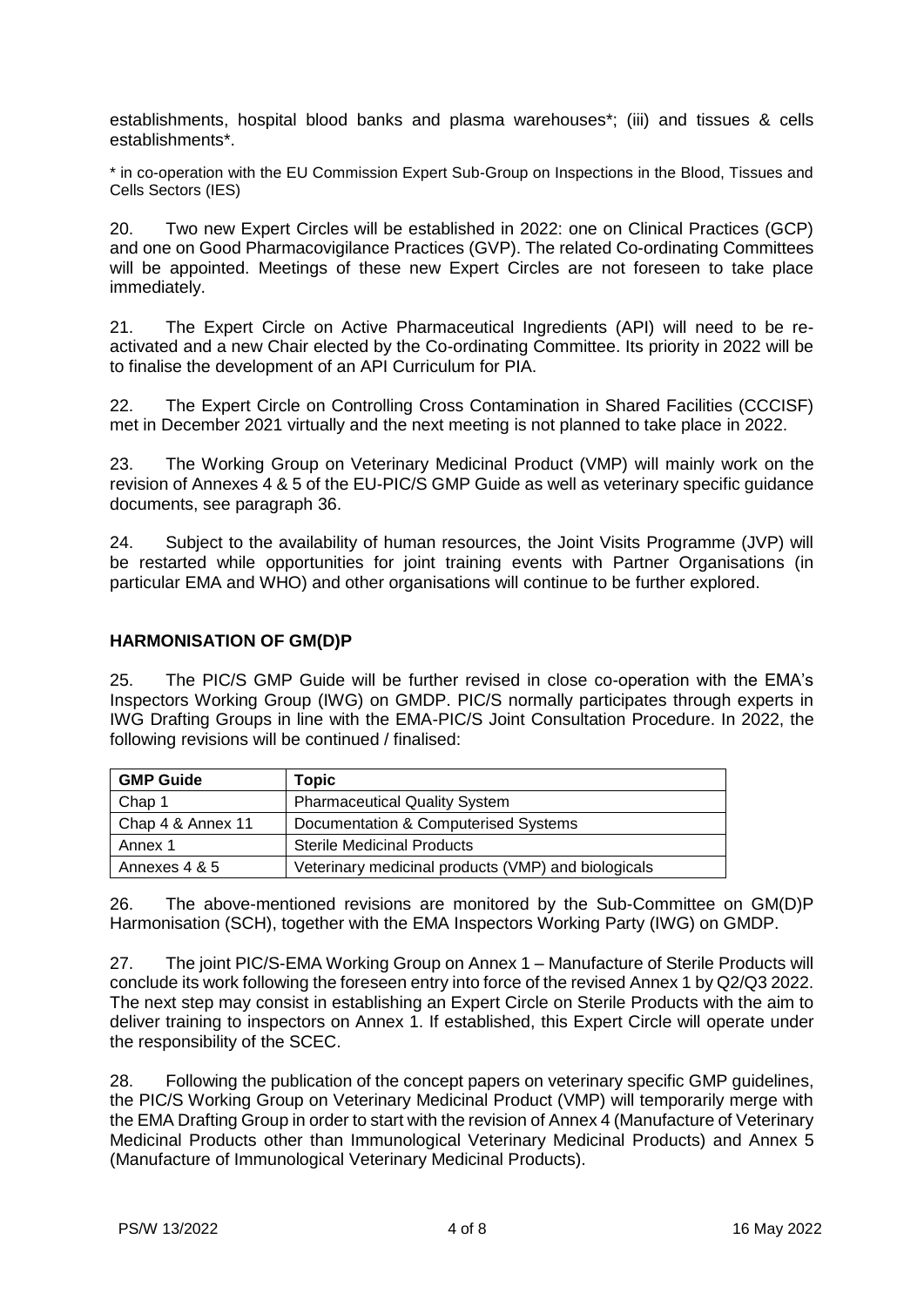establishments, hospital blood banks and plasma warehouses*; (iii) and tissues & cells establishments*.

* in co-operation with the EU Commission Expert Sub-Group on Inspections in the Blood, Tissues and Cells Sectors (IES)

20. Two new Expert Circles will be established in 2022: one on Clinical Practices (GCP) and one on Good Pharmacovigilance Practices (GVP). The related Co-ordinating Committees will be appointed. Meetings of these new Expert Circles are not foreseen to take place immediately.

21. The Expert Circle on Active Pharmaceutical Ingredients (API) will need to be re-activated and a new Chair elected by the Co-ordinating Committee. Its priority in 2022 will be to finalise the development of an API Curriculum for PIA.

22. The Expert Circle on Controlling Cross Contamination in Shared Facilities (CCCISF) met in December 2021 virtually and the next meeting is not planned to take place in 2022.

23. The Working Group on Veterinary Medicinal Product (VMP) will mainly work on the revision of Annexes 4 & 5 of the EU-PIC/S GMP Guide as well as veterinary specific guidance documents, see paragraph 36.

24. Subject to the availability of human resources, the Joint Visits Programme (JVP) will be restarted while opportunities for joint training events with Partner Organisations (in particular EMA and WHO) and other organisations will continue to be further explored.

## HARMONISATION OF GM(D)P

25. The PIC/S GMP Guide will be further revised in close co-operation with the EMA's Inspectors Working Group (IWG) on GMDP. PIC/S normally participates through experts in IWG Drafting Groups in line with the EMA-PIC/S Joint Consultation Procedure. In 2022, the following revisions will be continued / finalised:

| GMP Guide | Topic |
|---|---|
| Chap 1 | Pharmaceutical Quality System |
| Chap 4 & Annex 11 | Documentation & Computerised Systems |
| Annex 1 | Sterile Medicinal Products |
| Annexes 4 & 5 | Veterinary medicinal products (VMP) and biologicals |

26. The above-mentioned revisions are monitored by the Sub-Committee on GM(D)P Harmonisation (SCH), together with the EMA Inspectors Working Party (IWG) on GMDP.

27. The joint PIC/S-EMA Working Group on Annex 1 – Manufacture of Sterile Products will conclude its work following the foreseen entry into force of the revised Annex 1 by Q2/Q3 2022. The next step may consist in establishing an Expert Circle on Sterile Products with the aim to deliver training to inspectors on Annex 1. If established, this Expert Circle will operate under the responsibility of the SCEC.

28. Following the publication of the concept papers on veterinary specific GMP guidelines, the PIC/S Working Group on Veterinary Medicinal Product (VMP) will temporarily merge with the EMA Drafting Group in order to start with the revision of Annex 4 (Manufacture of Veterinary Medicinal Products other than Immunological Veterinary Medicinal Products) and Annex 5 (Manufacture of Immunological Veterinary Medicinal Products).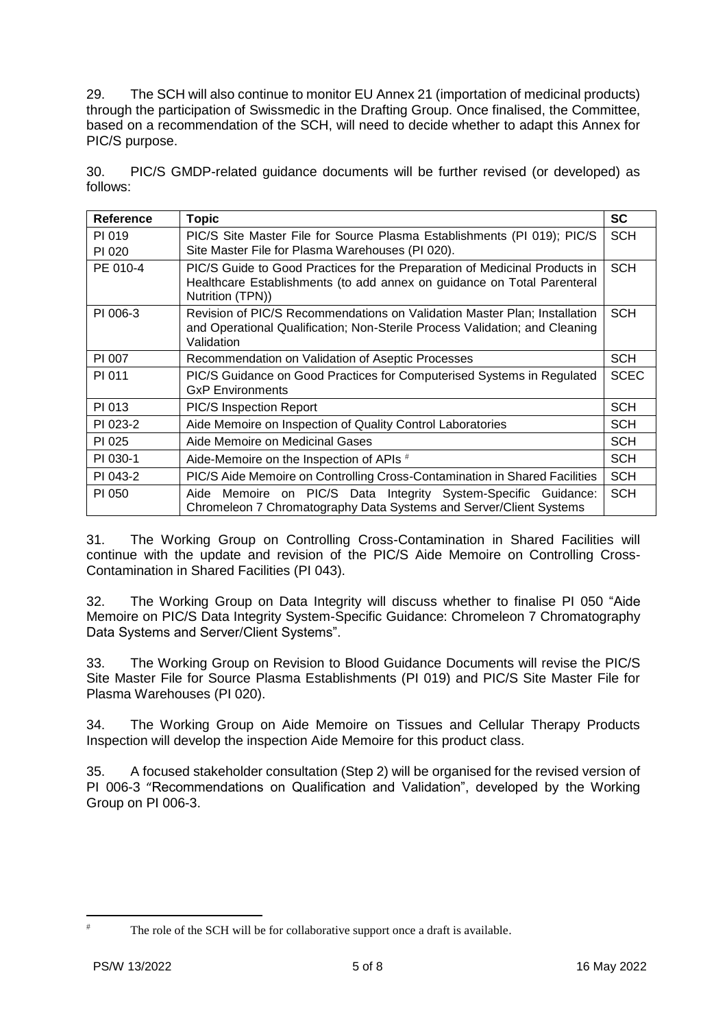29. The SCH will also continue to monitor EU Annex 21 (importation of medicinal products) through the participation of Swissmedic in the Drafting Group. Once finalised, the Committee, based on a recommendation of the SCH, will need to decide whether to adapt this Annex for PIC/S purpose.

30. PIC/S GMDP-related guidance documents will be further revised (or developed) as follows:

| Reference | Topic | SC |
|---|---|---|
| PI 019<br>PI 020 | PIC/S Site Master File for Source Plasma Establishments (PI 019); PIC/S Site Master File for Plasma Warehouses (PI 020). | SCH |
| PE 010-4 | PIC/S Guide to Good Practices for the Preparation of Medicinal Products in Healthcare Establishments (to add annex on guidance on Total Parenteral Nutrition (TPN)) | SCH |
| PI 006-3 | Revision of PIC/S Recommendations on Validation Master Plan; Installation and Operational Qualification; Non-Sterile Process Validation; and Cleaning Validation | SCH |
| PI 007 | Recommendation on Validation of Aseptic Processes | SCH |
| PI 011 | PIC/S Guidance on Good Practices for Computerised Systems in Regulated GxP Environments | SCEC |
| PI 013 | PIC/S Inspection Report | SCH |
| PI 023-2 | Aide Memoire on Inspection of Quality Control Laboratories | SCH |
| PI 025 | Aide Memoire on Medicinal Gases | SCH |
| PI 030-1 | Aide-Memoire on the Inspection of APIs [#] | SCH |
| PI 043-2 | PIC/S Aide Memoire on Controlling Cross-Contamination in Shared Facilities | SCH |
| PI 050 | Aide Memoire on PIC/S Data Integrity System-Specific Guidance: Chromeleon 7 Chromatography Data Systems and Server/Client Systems | SCH |

31. The Working Group on Controlling Cross-Contamination in Shared Facilities will continue with the update and revision of the PIC/S Aide Memoire on Controlling Cross-Contamination in Shared Facilities (PI 043).

32. The Working Group on Data Integrity will discuss whether to finalise PI 050 "Aide Memoire on PIC/S Data Integrity System-Specific Guidance: Chromeleon 7 Chromatography Data Systems and Server/Client Systems".

33. The Working Group on Revision to Blood Guidance Documents will revise the PIC/S Site Master File for Source Plasma Establishments (PI 019) and PIC/S Site Master File for Plasma Warehouses (PI 020).

34. The Working Group on Aide Memoire on Tissues and Cellular Therapy Products Inspection will develop the inspection Aide Memoire for this product class.

35. A focused stakeholder consultation (Step 2) will be organised for the revised version of PI 006-3 "Recommendations on Qualification and Validation", developed by the Working Group on PI 006-3.

---

[#] The role of the SCH will be for collaborative support once a draft is available.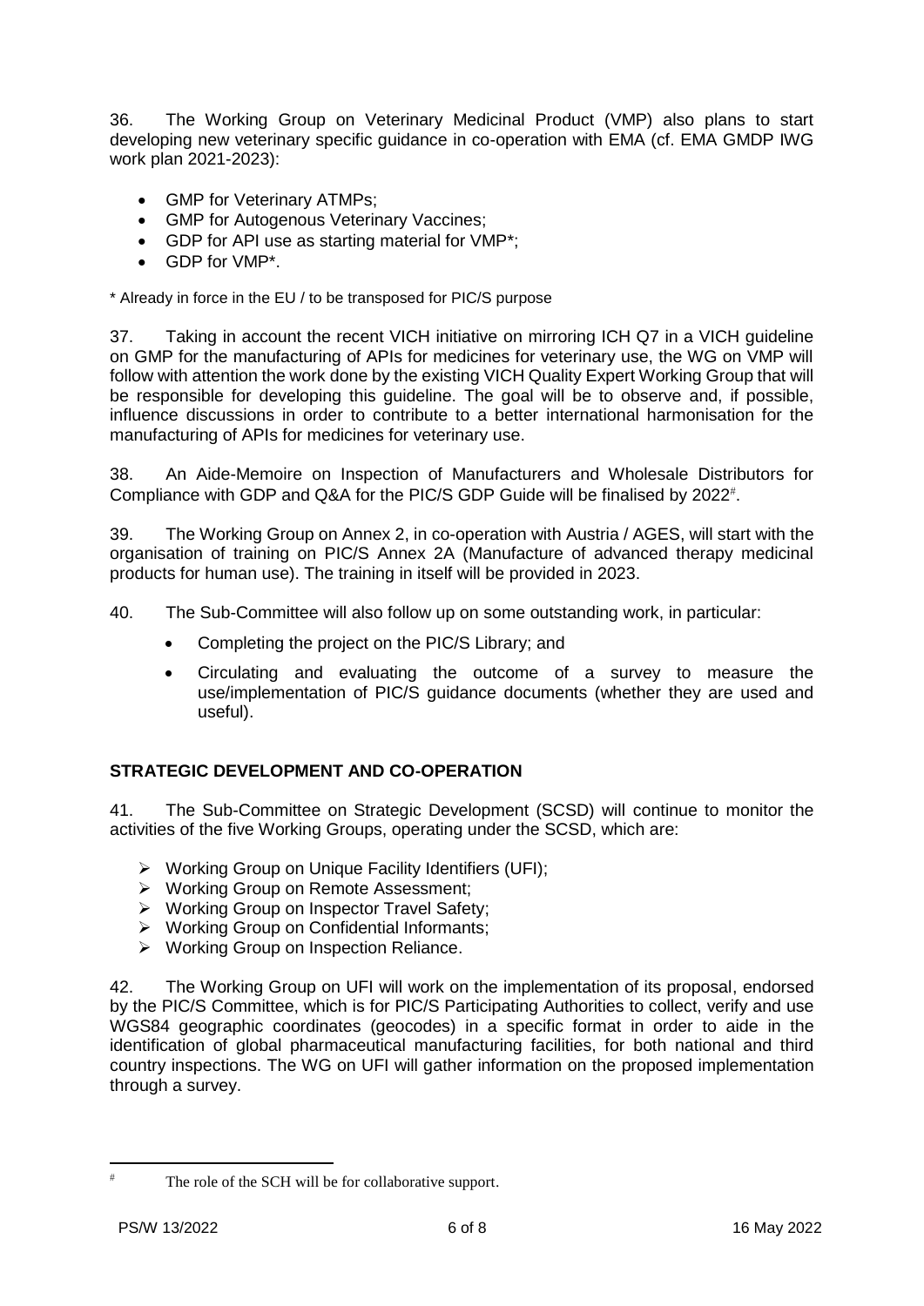36. The Working Group on Veterinary Medicinal Product (VMP) also plans to start developing new veterinary specific guidance in co-operation with EMA (cf. EMA GMDP IWG work plan 2021-2023):

- GMP for Veterinary ATMPs;
- GMP for Autogenous Veterinary Vaccines;
- GDP for API use as starting material for VMP*;
- GDP for VMP*.

* Already in force in the EU / to be transposed for PIC/S purpose

37. Taking in account the recent VICH initiative on mirroring ICH Q7 in a VICH guideline on GMP for the manufacturing of APIs for medicines for veterinary use, the WG on VMP will follow with attention the work done by the existing VICH Quality Expert Working Group that will be responsible for developing this guideline. The goal will be to observe and, if possible, influence discussions in order to contribute to a better international harmonisation for the manufacturing of APIs for medicines for veterinary use.

38. An Aide-Memoire on Inspection of Manufacturers and Wholesale Distributors for Compliance with GDP and Q&A for the PIC/S GDP Guide will be finalised by 2022[#].

39. The Working Group on Annex 2, in co-operation with Austria / AGES, will start with the organisation of training on PIC/S Annex 2A (Manufacture of advanced therapy medicinal products for human use). The training in itself will be provided in 2023.

40. The Sub-Committee will also follow up on some outstanding work, in particular:

- Completing the project on the PIC/S Library; and
- Circulating and evaluating the outcome of a survey to measure the use/implementation of PIC/S guidance documents (whether they are used and useful).

## STRATEGIC DEVELOPMENT AND CO-OPERATION

41. The Sub-Committee on Strategic Development (SCSD) will continue to monitor the activities of the five Working Groups, operating under the SCSD, which are:

- Working Group on Unique Facility Identifiers (UFI);
- Working Group on Remote Assessment;
- Working Group on Inspector Travel Safety;
- Working Group on Confidential Informants;
- Working Group on Inspection Reliance.

42. The Working Group on UFI will work on the implementation of its proposal, endorsed by the PIC/S Committee, which is for PIC/S Participating Authorities to collect, verify and use WGS84 geographic coordinates (geocodes) in a specific format in order to aide in the identification of global pharmaceutical manufacturing facilities, for both national and third country inspections. The WG on UFI will gather information on the proposed implementation through a survey.

[#] The role of the SCH will be for collaborative support.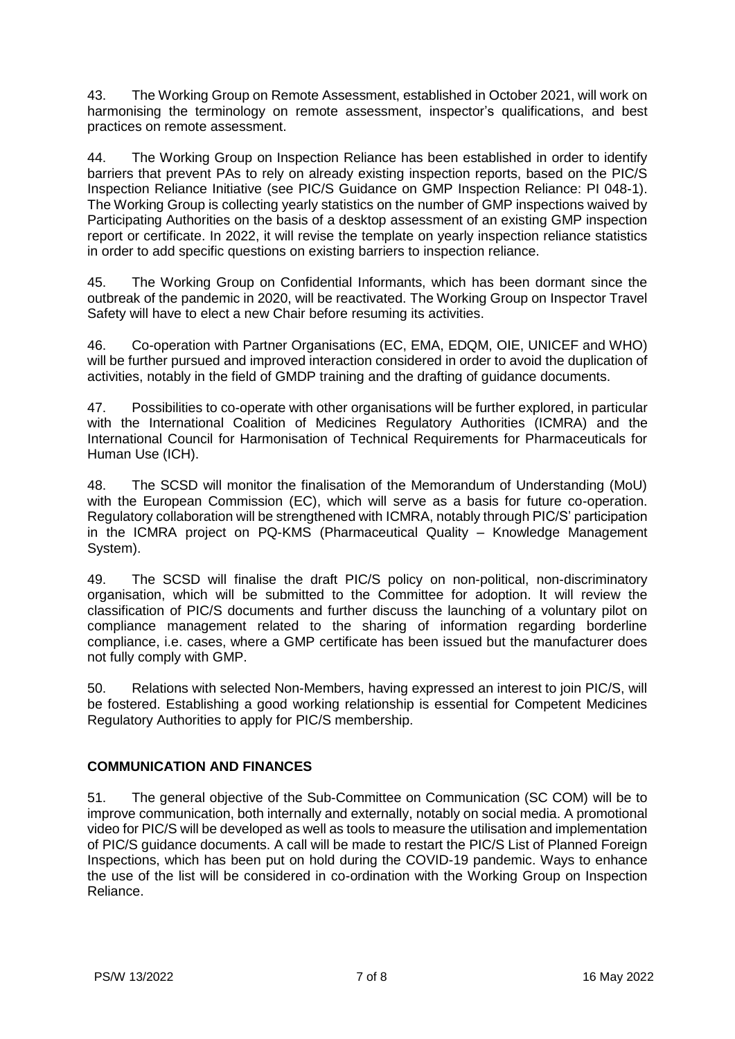43. The Working Group on Remote Assessment, established in October 2021, will work on harmonising the terminology on remote assessment, inspector's qualifications, and best practices on remote assessment.

44. The Working Group on Inspection Reliance has been established in order to identify barriers that prevent PAs to rely on already existing inspection reports, based on the PIC/S Inspection Reliance Initiative (see PIC/S Guidance on GMP Inspection Reliance: PI 048-1). The Working Group is collecting yearly statistics on the number of GMP inspections waived by Participating Authorities on the basis of a desktop assessment of an existing GMP inspection report or certificate. In 2022, it will revise the template on yearly inspection reliance statistics in order to add specific questions on existing barriers to inspection reliance.

45. The Working Group on Confidential Informants, which has been dormant since the outbreak of the pandemic in 2020, will be reactivated. The Working Group on Inspector Travel Safety will have to elect a new Chair before resuming its activities.

46. Co-operation with Partner Organisations (EC, EMA, EDQM, OIE, UNICEF and WHO) will be further pursued and improved interaction considered in order to avoid the duplication of activities, notably in the field of GMDP training and the drafting of guidance documents.

47. Possibilities to co-operate with other organisations will be further explored, in particular with the International Coalition of Medicines Regulatory Authorities (ICMRA) and the International Council for Harmonisation of Technical Requirements for Pharmaceuticals for Human Use (ICH).

48. The SCSD will monitor the finalisation of the Memorandum of Understanding (MoU) with the European Commission (EC), which will serve as a basis for future co-operation. Regulatory collaboration will be strengthened with ICMRA, notably through PIC/S' participation in the ICMRA project on PQ-KMS (Pharmaceutical Quality – Knowledge Management System).

49. The SCSD will finalise the draft PIC/S policy on non-political, non-discriminatory organisation, which will be submitted to the Committee for adoption. It will review the classification of PIC/S documents and further discuss the launching of a voluntary pilot on compliance management related to the sharing of information regarding borderline compliance, i.e. cases, where a GMP certificate has been issued but the manufacturer does not fully comply with GMP.

50. Relations with selected Non-Members, having expressed an interest to join PIC/S, will be fostered. Establishing a good working relationship is essential for Competent Medicines Regulatory Authorities to apply for PIC/S membership.

## COMMUNICATION AND FINANCES

51. The general objective of the Sub-Committee on Communication (SC COM) will be to improve communication, both internally and externally, notably on social media. A promotional video for PIC/S will be developed as well as tools to measure the utilisation and implementation of PIC/S guidance documents. A call will be made to restart the PIC/S List of Planned Foreign Inspections, which has been put on hold during the COVID-19 pandemic. Ways to enhance the use of the list will be considered in co-ordination with the Working Group on Inspection Reliance.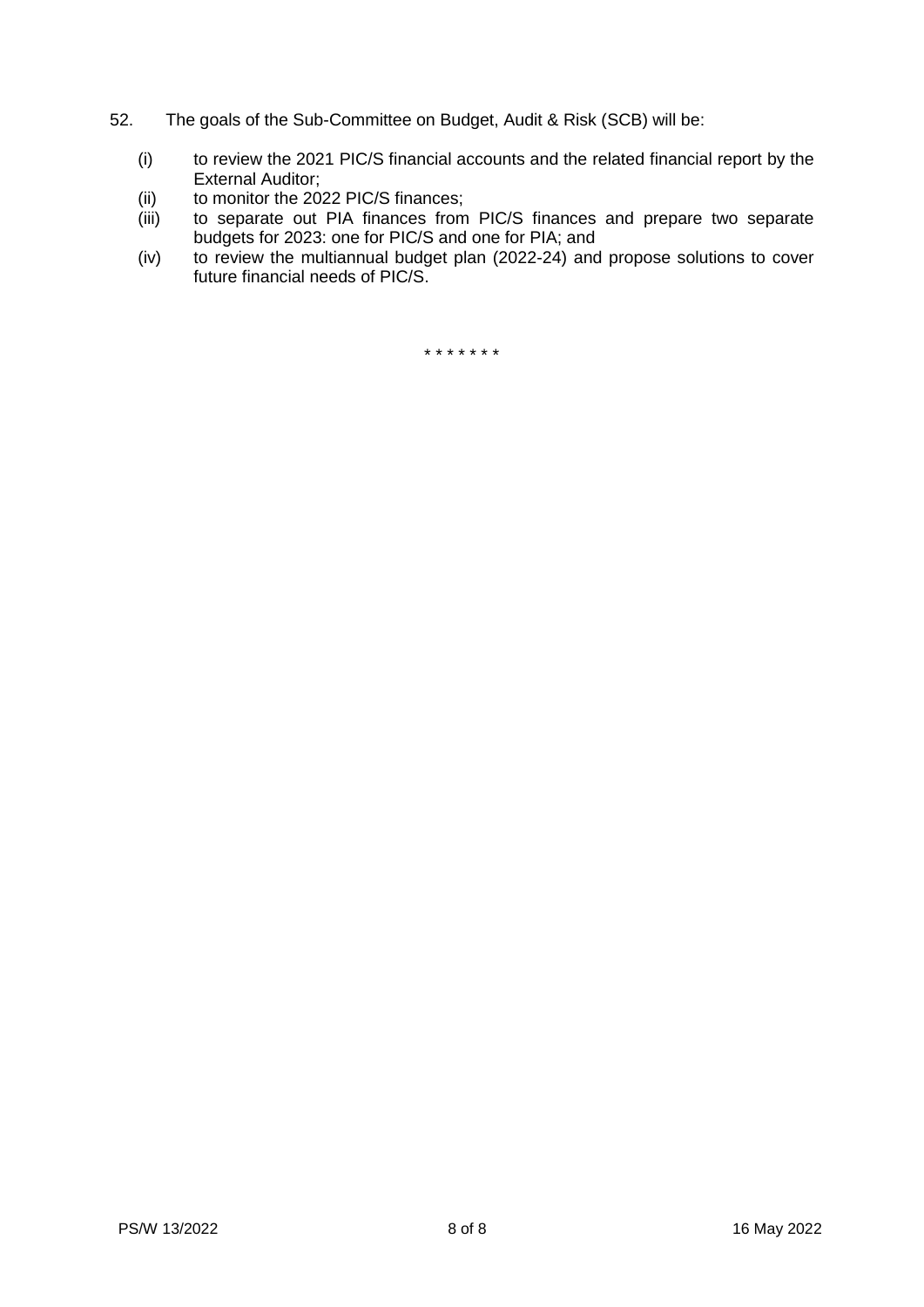52. The goals of the Sub-Committee on Budget, Audit & Risk (SCB) will be:

   (i) to review the 2021 PIC/S financial accounts and the related financial report by the External Auditor;
   (ii) to monitor the 2022 PIC/S finances;
   (iii) to separate out PIA finances from PIC/S finances and prepare two separate budgets for 2023: one for PIC/S and one for PIA; and
   (iv) to review the multiannual budget plan (2022-24) and propose solutions to cover future financial needs of PIC/S.

\* \* \* \* \* \* \*